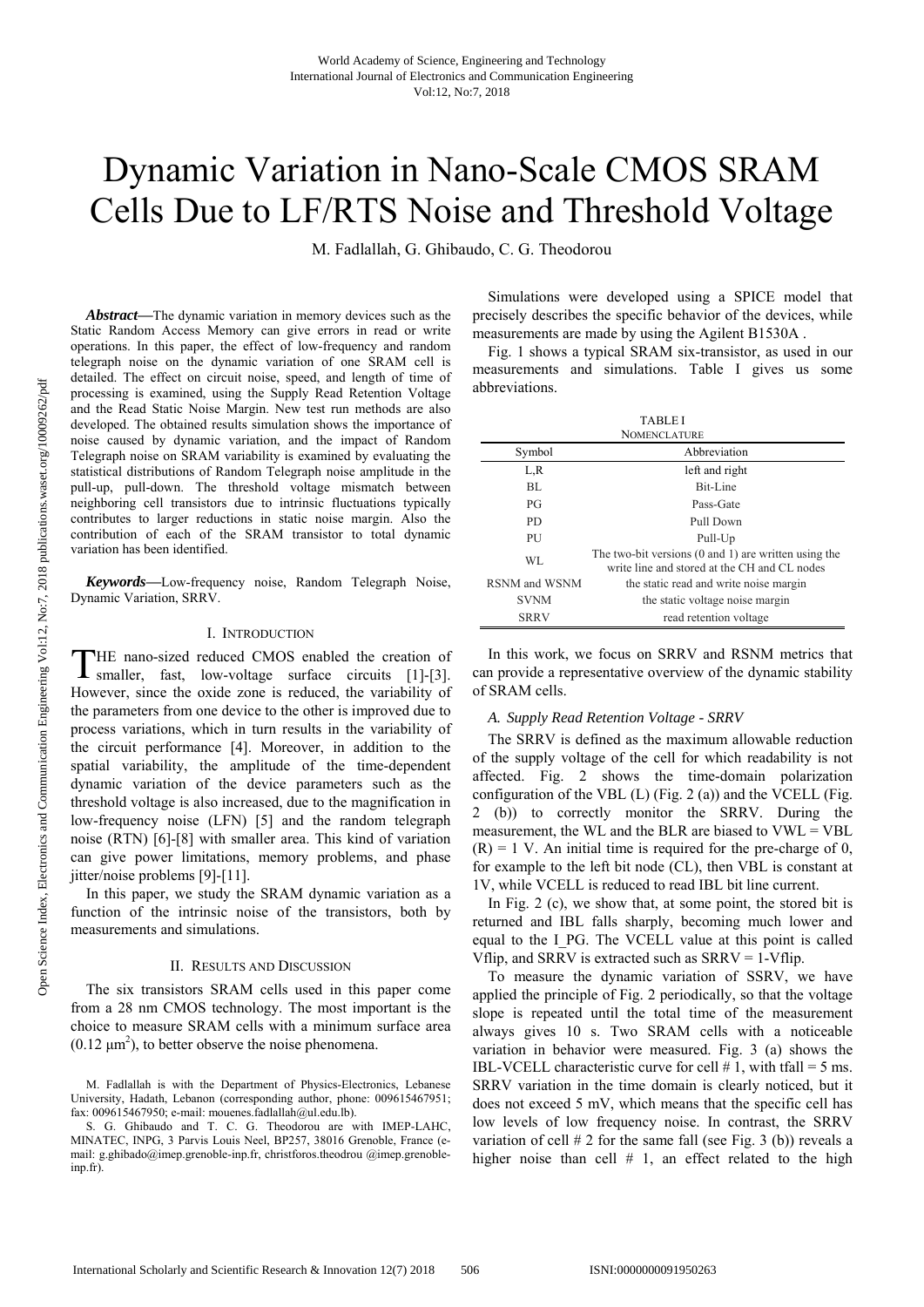# Dynamic Variation in Nano-Scale CMOS SRAM Cells Due to LF/RTS Noise and Threshold Voltage

M. Fadlallah, G. Ghibaudo, C. G. Theodorou

***Abstract*—**The dynamic variation in memory devices such as the Static Random Access Memory can give errors in read or write operations. In this paper, the effect of low-frequency and random telegraph noise on the dynamic variation of one SRAM cell is detailed. The effect on circuit noise, speed, and length of time of processing is examined, using the Supply Read Retention Voltage and the Read Static Noise Margin. New test run methods are also developed. The obtained results simulation shows the importance of noise caused by dynamic variation, and the impact of Random Telegraph noise on SRAM variability is examined by evaluating the statistical distributions of Random Telegraph noise amplitude in the pull-up, pull-down. The threshold voltage mismatch between neighboring cell transistors due to intrinsic fluctuations typically contributes to larger reductions in static noise margin. Also the contribution of each of the SRAM transistor to total dynamic variation has been identified.

***Keywords*—**Low-frequency noise, Random Telegraph Noise, Dynamic Variation, SRRV.

## I. Introduction

The nano-sized reduced CMOS enabled the creation of smaller, fast, low-voltage surface circuits [1]-[3]. However, since the oxide zone is reduced, the variability of the parameters from one device to the other is improved due to process variations, which in turn results in the variability of the circuit performance [4]. Moreover, in addition to the spatial variability, the amplitude of the time-dependent dynamic variation of the device parameters such as the threshold voltage is also increased, due to the magnification in low-frequency noise (LFN) [5] and the random telegraph noise (RTN) [6]-[8] with smaller area. This kind of variation can give power limitations, memory problems, and phase jitter/noise problems [9]-[11].

In this paper, we study the SRAM dynamic variation as a function of the intrinsic noise of the transistors, both by measurements and simulations.

## II. Results and Discussion

The six transistors SRAM cells used in this paper come from a 28 nm CMOS technology. The most important is the choice to measure SRAM cells with a minimum surface area ($0.12\ \mu m^2$), to better observe the noise phenomena.

M. Fadlallah is with the Department of Physics-Electronics, Lebanese University, Hadath, Lebanon (corresponding author, phone: 009615467951; fax: 009615467950; e-mail: mouenes.fadlallah@ul.edu.lb).

S. G. Ghibaudo and T. C. G. Theodorou are with IMEP-LAHC, MINATEC, INPG, 3 Parvis Louis Neel, BP257, 38016 Grenoble, France (e-mail: g.ghibado@imep.grenoble-inp.fr, christfotos.theodrou @imep.grenoble-inp.fr).

Simulations were developed using a SPICE model that precisely describes the specific behavior of the devices, while measurements are made by using the Agilent B1530A .

Fig. 1 shows a typical SRAM six-transistor, as used in our measurements and simulations. Table I gives us some abbreviations.

TABLE I
NOMENCLATURE

| Symbol | Abbreviation |
|---|---|
| L,R | left and right |
| BL | Bit-Line |
| PG | Pass-Gate |
| PD | Pull Down |
| PU | Pull-Up |
| WL | The two-bit versions (0 and 1) are written using the write line and stored at the CH and CL nodes |
| RSNM and WSNM | the static read and write noise margin |
| SVNM | the static voltage noise margin |
| SRRV | read retention voltage |

In this work, we focus on SRRV and RSNM metrics that can provide a representative overview of the dynamic stability of SRAM cells.

### A. Supply Read Retention Voltage - SRRV

The SRRV is defined as the maximum allowable reduction of the supply voltage of the cell for which readability is not affected. Fig. 2 shows the time-domain polarization configuration of the VBL (L) (Fig. 2 (a)) and the VCELL (Fig. 2 (b)) to correctly monitor the SRRV. During the measurement, the WL and the BLR are biased to VWL = VBL (R) = 1 V. An initial time is required for the pre-charge of 0, for example to the left bit node (CL), then VBL is constant at 1V, while VCELL is reduced to read IBL bit line current.

In Fig. 2 (c), we show that, at some point, the stored bit is returned and IBL falls sharply, becoming much lower and equal to the I_PG. The VCELL value at this point is called Vflip, and SRRV is extracted such as SRRV = 1-Vflip.

To measure the dynamic variation of SSRV, we have applied the principle of Fig. 2 periodically, so that the voltage slope is repeated until the total time of the measurement always gives 10 s. Two SRAM cells with a noticeable variation in behavior were measured. Fig. 3 (a) shows the IBL-VCELL characteristic curve for cell # 1, with tfall = 5 ms. SRRV variation in the time domain is clearly noticed, but it does not exceed 5 mV, which means that the specific cell has low levels of low frequency noise. In contrast, the SRRV variation of cell # 2 for the same fall (see Fig. 3 (b)) reveals a higher noise than cell # 1, an effect related to the high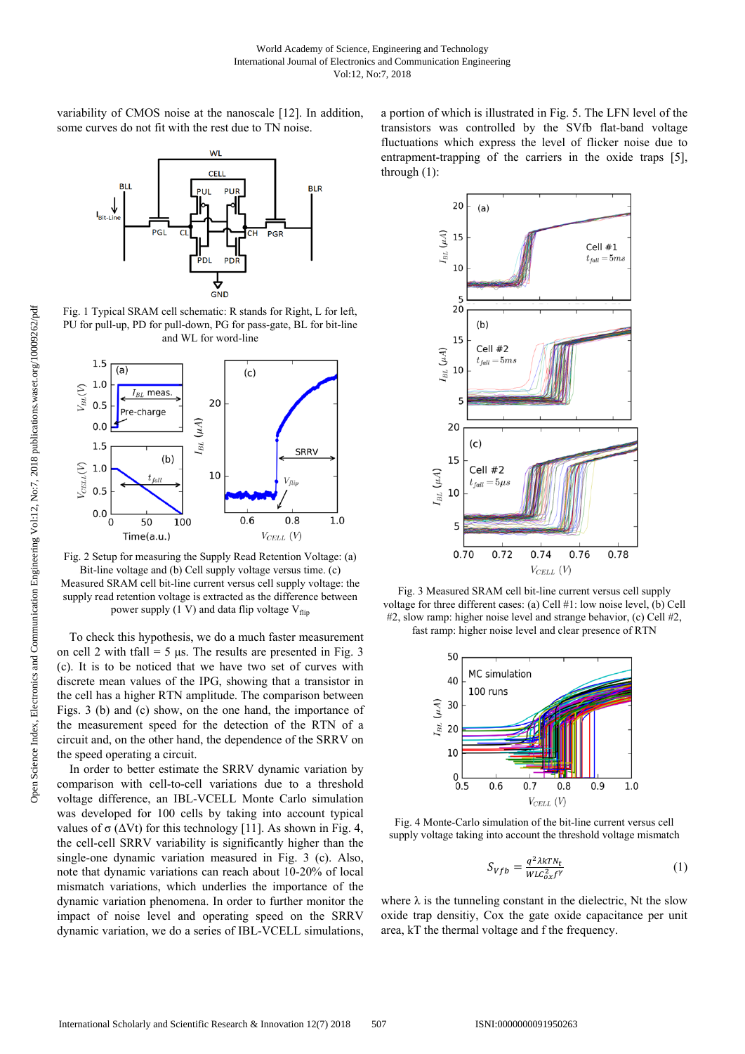variability of CMOS noise at the nanoscale [12]. In addition, some curves do not fit with the rest due to TN noise.

Fig. 1 Typical SRAM cell schematic: R stands for Right, L for left, PU for pull-up, PD for pull-down, PG for pass-gate, BL for bit-line and WL for word-line

Fig. 2 Setup for measuring the Supply Read Retention Voltage: (a) Bit-line voltage and (b) Cell supply voltage versus time. (c) Measured SRAM cell bit-line current versus cell supply voltage: the supply read retention voltage is extracted as the difference between power supply (1 V) and data flip voltage $V_{flip}$

To check this hypothesis, we do a much faster measurement on cell 2 with tfall = 5 µs. The results are presented in Fig. 3 (c). It is to be noticed that we have two set of curves with discrete mean values of the IPG, showing that a transistor in the cell has a higher RTN amplitude. The comparison between Figs. 3 (b) and (c) show, on the one hand, the importance of the measurement speed for the detection of the RTN of a circuit and, on the other hand, the dependence of the SRRV on the speed operating a circuit.

In order to better estimate the SRRV dynamic variation by comparison with cell-to-cell variations due to a threshold voltage difference, an IBL-VCELL Monte Carlo simulation was developed for 100 cells by taking into account typical values of σ (ΔVt) for this technology [11]. As shown in Fig. 4, the cell-cell SRRV variability is significantly higher than the single-one dynamic variation measured in Fig. 3 (c). Also, note that dynamic variations can reach about 10-20% of local mismatch variations, which underlies the importance of the dynamic variation phenomena. In order to further monitor the impact of noise level and operating speed on the SRRV dynamic variation, we do a series of IBL-VCELL simulations, a portion of which is illustrated in Fig. 5. The LFN level of the transistors was controlled by the SVfb flat-band voltage fluctuations which express the level of flicker noise due to entrapment-trapping of the carriers in the oxide traps [5], through (1):

Fig. 3 Measured SRAM cell bit-line current versus cell supply voltage for three different cases: (a) Cell #1: low noise level, (b) Cell #2, slow ramp: higher noise level and strange behavior, (c) Cell #2, fast ramp: higher noise level and clear presence of RTN

Fig. 4 Monte-Carlo simulation of the bit-line current versus cell supply voltage taking into account the threshold voltage mismatch

$$S_{Vfb} = \frac{q^2 \lambda kT N_t}{WLC_{ox}^2 f^{\gamma}} \tag{1}$$

where λ is the tunneling constant in the dielectric, Nt the slow oxide trap densitiy, Cox the gate oxide capacitance per unit area, kT the thermal voltage and f the frequency.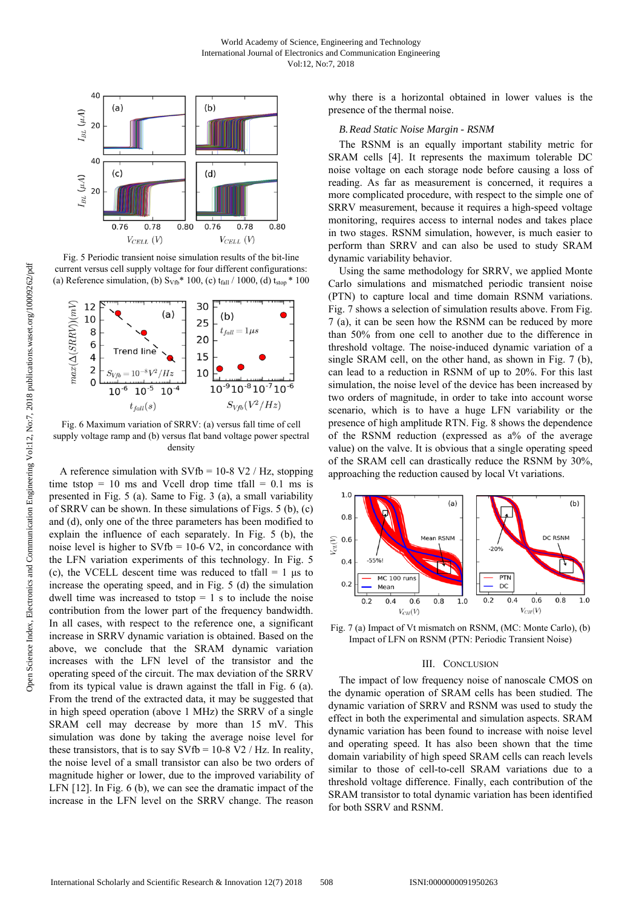Fig. 5 Periodic transient noise simulation results of the bit-line current versus cell supply voltage for four different configurations: (a) Reference simulation, (b) $S_{Vfb}$* 100, (c) $t_{fall}$ / 1000, (d) $t_{stop}$ * 100

Fig. 6 Maximum variation of SRRV: (a) versus fall time of cell supply voltage ramp and (b) versus flat band voltage power spectral density

A reference simulation with SVfb = 10-8 V2 / Hz, stopping time tstop = 10 ms and Vcell drop time tfall = 0.1 ms is presented in Fig. 5 (a). Same to Fig. 3 (a), a small variability of SRRV can be shown. In these simulations of Figs. 5 (b), (c) and (d), only one of the three parameters has been modified to explain the influence of each separately. In Fig. 5 (b), the noise level is higher to SVfb = 10-6 V2, in concordance with the LFN variation experiments of this technology. In Fig. 5 (c), the VCELL descent time was reduced to tfall = 1 µs to increase the operating speed, and in Fig. 5 (d) the simulation dwell time was increased to tstop = 1 s to include the noise contribution from the lower part of the frequency bandwidth. In all cases, with respect to the reference one, a significant increase in SRRV dynamic variation is obtained. Based on the above, we conclude that the SRAM dynamic variation increases with the LFN level of the transistor and the operating speed of the circuit. The max deviation of the SRRV from its typical value is drawn against the tfall in Fig. 6 (a). From the trend of the extracted data, it may be suggested that in high speed operation (above 1 MHz) the SRRV of a single SRAM cell may decrease by more than 15 mV. This simulation was done by taking the average noise level for these transistors, that is to say SVfb = 10-8 V2 / Hz. In reality, the noise level of a small transistor can also be two orders of magnitude higher or lower, due to the improved variability of LFN [12]. In Fig. 6 (b), we can see the dramatic impact of the increase in the LFN level on the SRRV change. The reason why there is a horizontal obtained in lower values is the presence of the thermal noise.

## *B. Read Static Noise Margin - RSNM*

The RSNM is an equally important stability metric for SRAM cells [4]. It represents the maximum tolerable DC noise voltage on each storage node before causing a loss of reading. As far as measurement is concerned, it requires a more complicated procedure, with respect to the simple one of SRRV measurement, because it requires a high-speed voltage monitoring, requires access to internal nodes and takes place in two stages. RSNM simulation, however, is much easier to perform than SRRV and can also be used to study SRAM dynamic variability behavior.

Using the same methodology for SRRV, we applied Monte Carlo simulations and mismatched periodic transient noise (PTN) to capture local and time domain RSNM variations. Fig. 7 shows a selection of simulation results above. From Fig. 7 (a), it can be seen how the RSNM can be reduced by more than 50% from one cell to another due to the difference in threshold voltage. The noise-induced dynamic variation of a single SRAM cell, on the other hand, as shown in Fig. 7 (b), can lead to a reduction in RSNM of up to 20%. For this last simulation, the noise level of the device has been increased by two orders of magnitude, in order to take into account worse scenario, which is to have a huge LFN variability or the presence of high amplitude RTN. Fig. 8 shows the dependence of the RSNM reduction (expressed as a% of the average value) on the valve. It is obvious that a single operating speed of the SRAM cell can drastically reduce the RSNM by 30%, approaching the reduction caused by local Vt variations.

Fig. 7 (a) Impact of Vt mismatch on RSNM, (MC: Monte Carlo), (b) Impact of LFN on RSNM (PTN: Periodic Transient Noise)

## III. Conclusion

The impact of low frequency noise of nanoscale CMOS on the dynamic operation of SRAM cells has been studied. The dynamic variation of SRRV and RSNM was used to study the effect in both the experimental and simulation aspects. SRAM dynamic variation has been found to increase with noise level and operating speed. It has also been shown that the time domain variability of high speed SRAM cells can reach levels similar to those of cell-to-cell SRAM variations due to a threshold voltage difference. Finally, each contribution of the SRAM transistor to total dynamic variation has been identified for both SSRV and RSNM.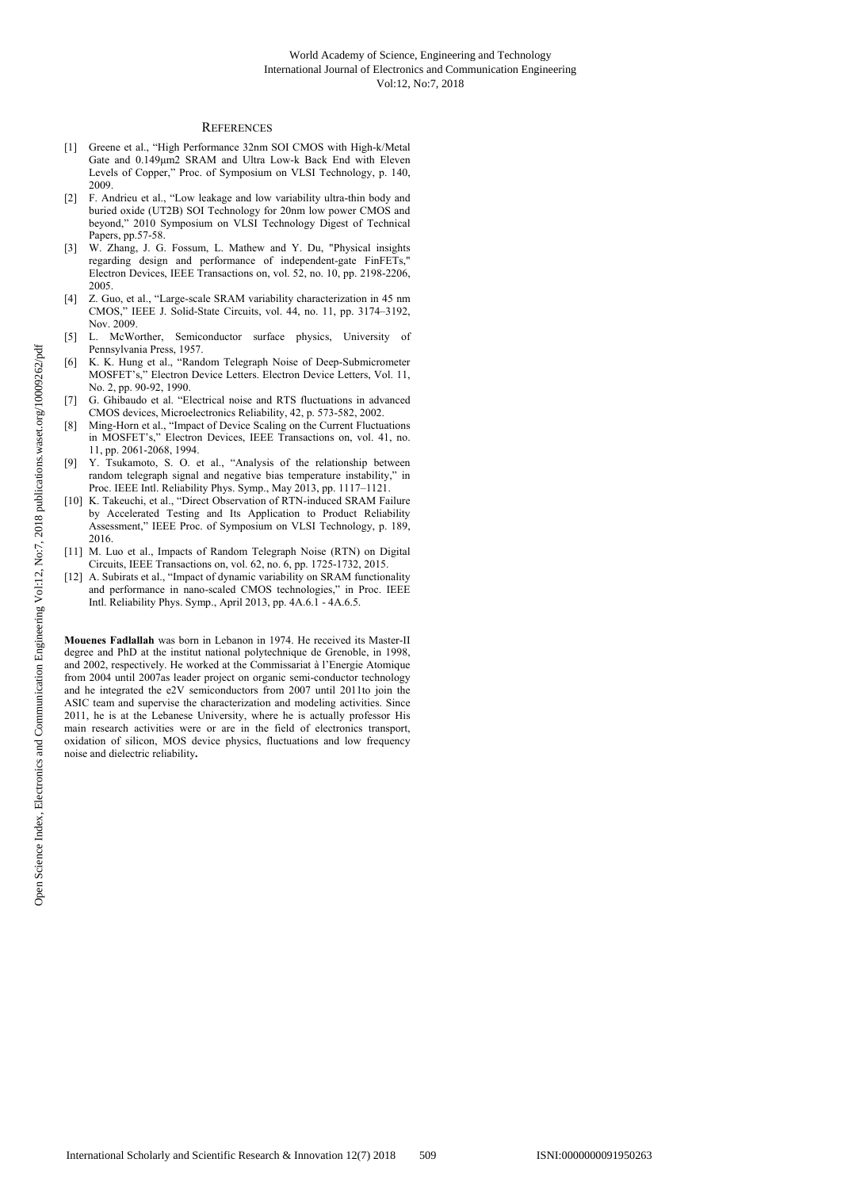## REFERENCES

[1] Greene et al., "High Performance 32nm SOI CMOS with High-k/Metal Gate and 0.149µm2 SRAM and Ultra Low-k Back End with Eleven Levels of Copper," Proc. of Symposium on VLSI Technology, p. 140, 2009.

[2] F. Andrieu et al., "Low leakage and low variability ultra-thin body and buried oxide (UT2B) SOI Technology for 20nm low power CMOS and beyond," 2010 Symposium on VLSI Technology Digest of Technical Papers, pp.57-58.

[3] W. Zhang, J. G. Fossum, L. Mathew and Y. Du, "Physical insights regarding design and performance of independent-gate FinFETs," Electron Devices, IEEE Transactions on, vol. 52, no. 10, pp. 2198-2206, 2005.

[4] Z. Guo, et al., "Large-scale SRAM variability characterization in 45 nm CMOS," IEEE J. Solid-State Circuits, vol. 44, no. 11, pp. 3174–3192, Nov. 2009.

[5] L. McWorther, Semiconductor surface physics, University of Pennsylvania Press, 1957.

[6] K. K. Hung et al., "Random Telegraph Noise of Deep-Submicrometer MOSFET's," Electron Device Letters. Electron Device Letters, Vol. 11, No. 2, pp. 90-92, 1990.

[7] G. Ghibaudo et al. "Electrical noise and RTS fluctuations in advanced CMOS devices, Microelectronics Reliability, 42, p. 573-582, 2002.

[8] Ming-Horn et al., "Impact of Device Scaling on the Current Fluctuations in MOSFET's," Electron Devices, IEEE Transactions on, vol. 41, no. 11, pp. 2061-2068, 1994.

[9] Y. Tsukamoto, S. O. et al., "Analysis of the relationship between random telegraph signal and negative bias temperature instability," in Proc. IEEE Intl. Reliability Phys. Symp., May 2013, pp. 1117–1121.

[10] K. Takeuchi, et al., "Direct Observation of RTN-induced SRAM Failure by Accelerated Testing and Its Application to Product Reliability Assessment," IEEE Proc. of Symposium on VLSI Technology, p. 189, 2016.

[11] M. Luo et al., Impacts of Random Telegraph Noise (RTN) on Digital Circuits, IEEE Transactions on, vol. 62, no. 6, pp. 1725-1732, 2015.

[12] A. Subirats et al., "Impact of dynamic variability on SRAM functionality and performance in nano-scaled CMOS technologies," in Proc. IEEE Intl. Reliability Phys. Symp., April 2013, pp. 4A.6.1 - 4A.6.5.

**Mouenes Fadlallah** was born in Lebanon in 1974. He received its Master-II degree and PhD at the institut national polytechnique de Grenoble, in 1998, and 2002, respectively. He worked at the Commissariat à l'Energie Atomique from 2004 until 2007as leader project on organic semi-conductor technology and he integrated the e2V semiconductors from 2007 until 2011to join the ASIC team and supervise the characterization and modeling activities. Since 2011, he is at the Lebanese University, where he is actually professor His main research activities were or are in the field of electronics transport, oxidation of silicon, MOS device physics, fluctuations and low frequency noise and dielectric reliability**.**